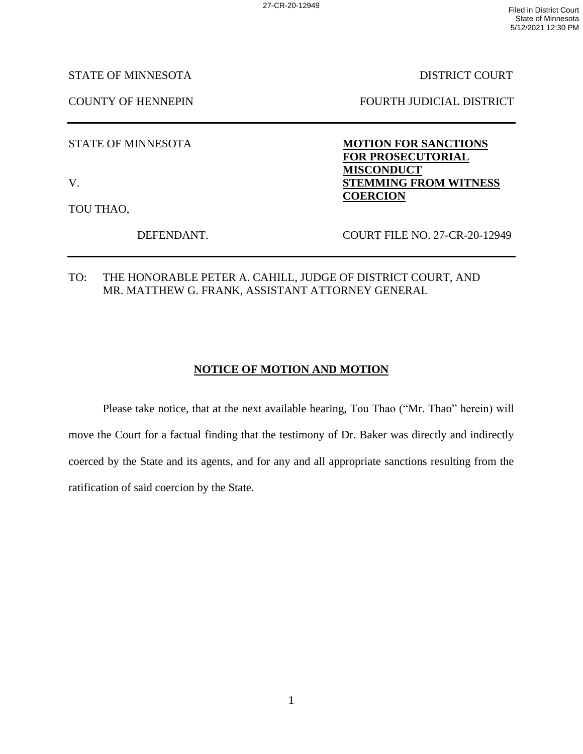27-CR-20-12949

Filed in District Court
State of Minnesota
5/12/2021 12:30 PM

STATE OF MINNESOTA — DISTRICT COURT

COUNTY OF HENNEPIN — FOURTH JUDICIAL DISTRICT

---

STATE OF MINNESOTA

V.

TOU THAO,

DEFENDANT.

**MOTION FOR SANCTIONS FOR PROSECUTORIAL MISCONDUCT STEMMING FROM WITNESS COERCION**

COURT FILE NO. 27-CR-20-12949

---

TO: THE HONORABLE PETER A. CAHILL, JUDGE OF DISTRICT COURT, AND MR. MATTHEW G. FRANK, ASSISTANT ATTORNEY GENERAL

## NOTICE OF MOTION AND MOTION

Please take notice, that at the next available hearing, Tou Thao ("Mr. Thao" herein) will move the Court for a factual finding that the testimony of Dr. Baker was directly and indirectly coerced by the State and its agents, and for any and all appropriate sanctions resulting from the ratification of said coercion by the State.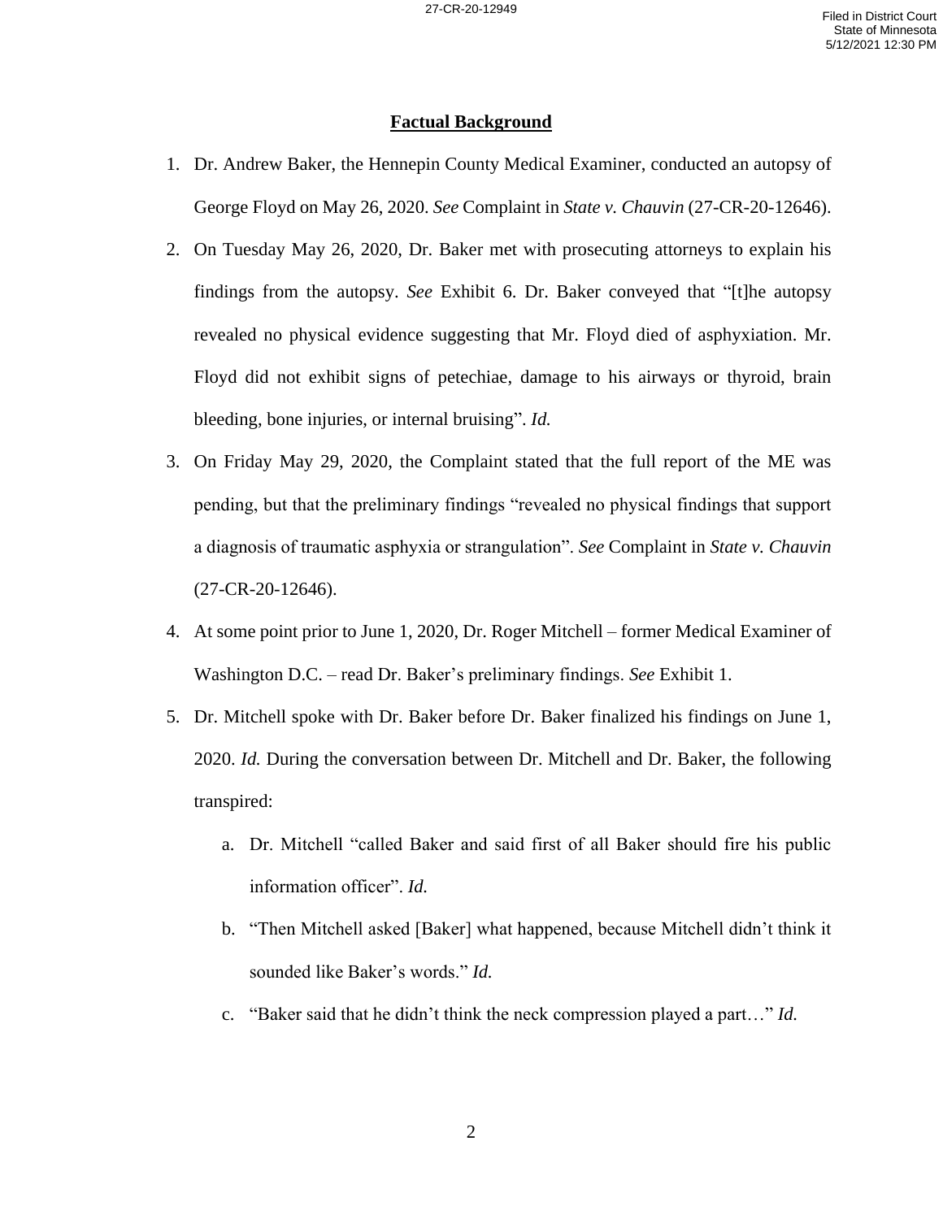## Factual Background

1. Dr. Andrew Baker, the Hennepin County Medical Examiner, conducted an autopsy of George Floyd on May 26, 2020. *See* Complaint in *State v. Chauvin* (27-CR-20-12646).
2. On Tuesday May 26, 2020, Dr. Baker met with prosecuting attorneys to explain his findings from the autopsy. *See* Exhibit 6. Dr. Baker conveyed that "[t]he autopsy revealed no physical evidence suggesting that Mr. Floyd died of asphyxiation. Mr. Floyd did not exhibit signs of petechiae, damage to his airways or thyroid, brain bleeding, bone injuries, or internal bruising". *Id.*
3. On Friday May 29, 2020, the Complaint stated that the full report of the ME was pending, but that the preliminary findings "revealed no physical findings that support a diagnosis of traumatic asphyxia or strangulation". *See* Complaint in *State v. Chauvin* (27-CR-20-12646).
4. At some point prior to June 1, 2020, Dr. Roger Mitchell – former Medical Examiner of Washington D.C. – read Dr. Baker's preliminary findings. *See* Exhibit 1.
5. Dr. Mitchell spoke with Dr. Baker before Dr. Baker finalized his findings on June 1, 2020. *Id.* During the conversation between Dr. Mitchell and Dr. Baker, the following transpired:
   a. Dr. Mitchell "called Baker and said first of all Baker should fire his public information officer". *Id.*
   b. "Then Mitchell asked [Baker] what happened, because Mitchell didn't think it sounded like Baker's words." *Id.*
   c. "Baker said that he didn't think the neck compression played a part…" *Id.*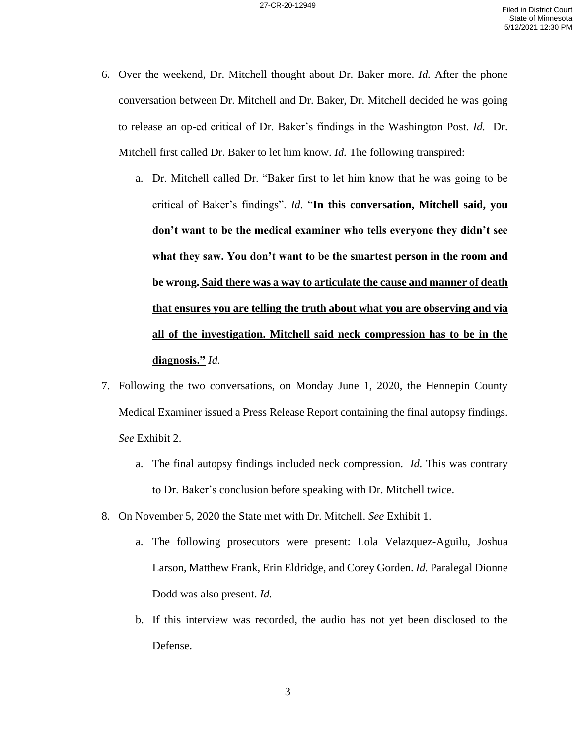6. Over the weekend, Dr. Mitchell thought about Dr. Baker more. *Id.* After the phone conversation between Dr. Mitchell and Dr. Baker, Dr. Mitchell decided he was going to release an op-ed critical of Dr. Baker's findings in the Washington Post. *Id.* Dr. Mitchell first called Dr. Baker to let him know. *Id.* The following transpired:

   a. Dr. Mitchell called Dr. "Baker first to let him know that he was going to be critical of Baker's findings". *Id.* "**In this conversation, Mitchell said, you don't want to be the medical examiner who tells everyone they didn't see what they saw. You don't want to be the smartest person in the room and be wrong. <u>Said there was a way to articulate the cause and manner of death that ensures you are telling the truth about what you are observing and via all of the investigation. Mitchell said neck compression has to be in the diagnosis."</u>** *Id.*

7. Following the two conversations, on Monday June 1, 2020, the Hennepin County Medical Examiner issued a Press Release Report containing the final autopsy findings. *See* Exhibit 2.

   a. The final autopsy findings included neck compression. *Id.* This was contrary to Dr. Baker's conclusion before speaking with Dr. Mitchell twice.

8. On November 5, 2020 the State met with Dr. Mitchell. *See* Exhibit 1.

   a. The following prosecutors were present: Lola Velazquez-Aguilu, Joshua Larson, Matthew Frank, Erin Eldridge, and Corey Gorden. *Id.* Paralegal Dionne Dodd was also present. *Id.*

   b. If this interview was recorded, the audio has not yet been disclosed to the Defense.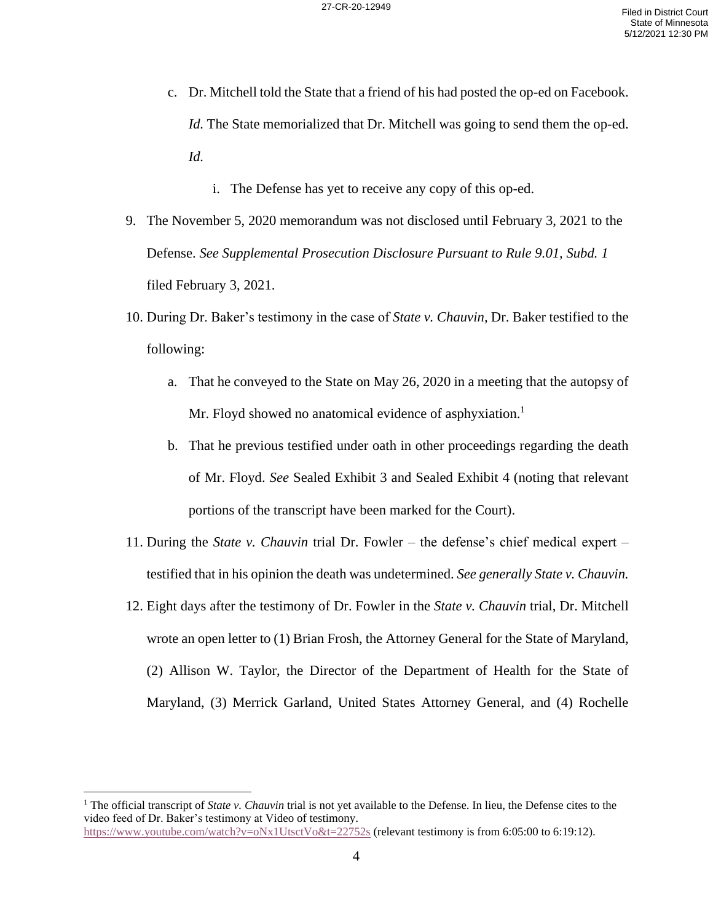c. Dr. Mitchell told the State that a friend of his had posted the op-ed on Facebook. *Id.* The State memorialized that Dr. Mitchell was going to send them the op-ed. *Id.*

    i. The Defense has yet to receive any copy of this op-ed.

9. The November 5, 2020 memorandum was not disclosed until February 3, 2021 to the Defense. *See Supplemental Prosecution Disclosure Pursuant to Rule 9.01, Subd. 1* filed February 3, 2021.

10. During Dr. Baker's testimony in the case of *State v. Chauvin,* Dr. Baker testified to the following:

    a. That he conveyed to the State on May 26, 2020 in a meeting that the autopsy of Mr. Floyd showed no anatomical evidence of asphyxiation.[1]

    b. That he previous testified under oath in other proceedings regarding the death of Mr. Floyd. *See* Sealed Exhibit 3 and Sealed Exhibit 4 (noting that relevant portions of the transcript have been marked for the Court).

11. During the *State v. Chauvin* trial Dr. Fowler – the defense's chief medical expert – testified that in his opinion the death was undetermined. *See generally State v. Chauvin.*

12. Eight days after the testimony of Dr. Fowler in the *State v. Chauvin* trial, Dr. Mitchell wrote an open letter to (1) Brian Frosh, the Attorney General for the State of Maryland, (2) Allison W. Taylor, the Director of the Department of Health for the State of Maryland, (3) Merrick Garland, United States Attorney General, and (4) Rochelle

---

[1] The official transcript of *State v. Chauvin* trial is not yet available to the Defense. In lieu, the Defense cites to the video feed of Dr. Baker's testimony at Video of testimony. https://www.youtube.com/watch?v=oNx1UtsctVo&t=22752s (relevant testimony is from 6:05:00 to 6:19:12).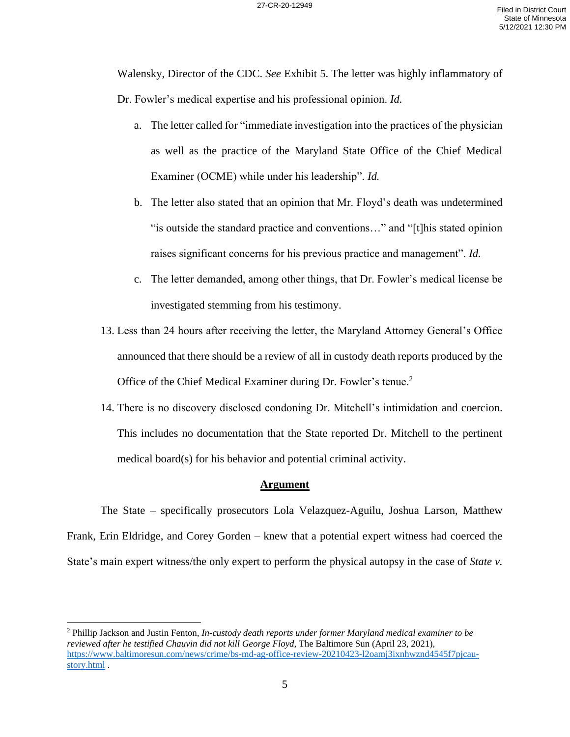Walensky, Director of the CDC. *See* Exhibit 5. The letter was highly inflammatory of Dr. Fowler's medical expertise and his professional opinion. *Id.*

a. The letter called for "immediate investigation into the practices of the physician as well as the practice of the Maryland State Office of the Chief Medical Examiner (OCME) while under his leadership". *Id.*

b. The letter also stated that an opinion that Mr. Floyd's death was undetermined "is outside the standard practice and conventions…" and "[t]his stated opinion raises significant concerns for his previous practice and management". *Id.*

c. The letter demanded, among other things, that Dr. Fowler's medical license be investigated stemming from his testimony.

13. Less than 24 hours after receiving the letter, the Maryland Attorney General's Office announced that there should be a review of all in custody death reports produced by the Office of the Chief Medical Examiner during Dr. Fowler's tenue.[2]

14. There is no discovery disclosed condoning Dr. Mitchell's intimidation and coercion. This includes no documentation that the State reported Dr. Mitchell to the pertinent medical board(s) for his behavior and potential criminal activity.

## Argument

The State – specifically prosecutors Lola Velazquez-Aguilu, Joshua Larson, Matthew Frank, Erin Eldridge, and Corey Gorden – knew that a potential expert witness had coerced the State's main expert witness/the only expert to perform the physical autopsy in the case of *State v.*

---

[2] Phillip Jackson and Justin Fenton, *In-custody death reports under former Maryland medical examiner to be reviewed after he testified Chauvin did not kill George Floyd*, The Baltimore Sun (April 23, 2021), https://www.baltimoresun.com/news/crime/bs-md-ag-office-review-20210423-l2oamj3ixnhwznd4545f7pjcau-story.html .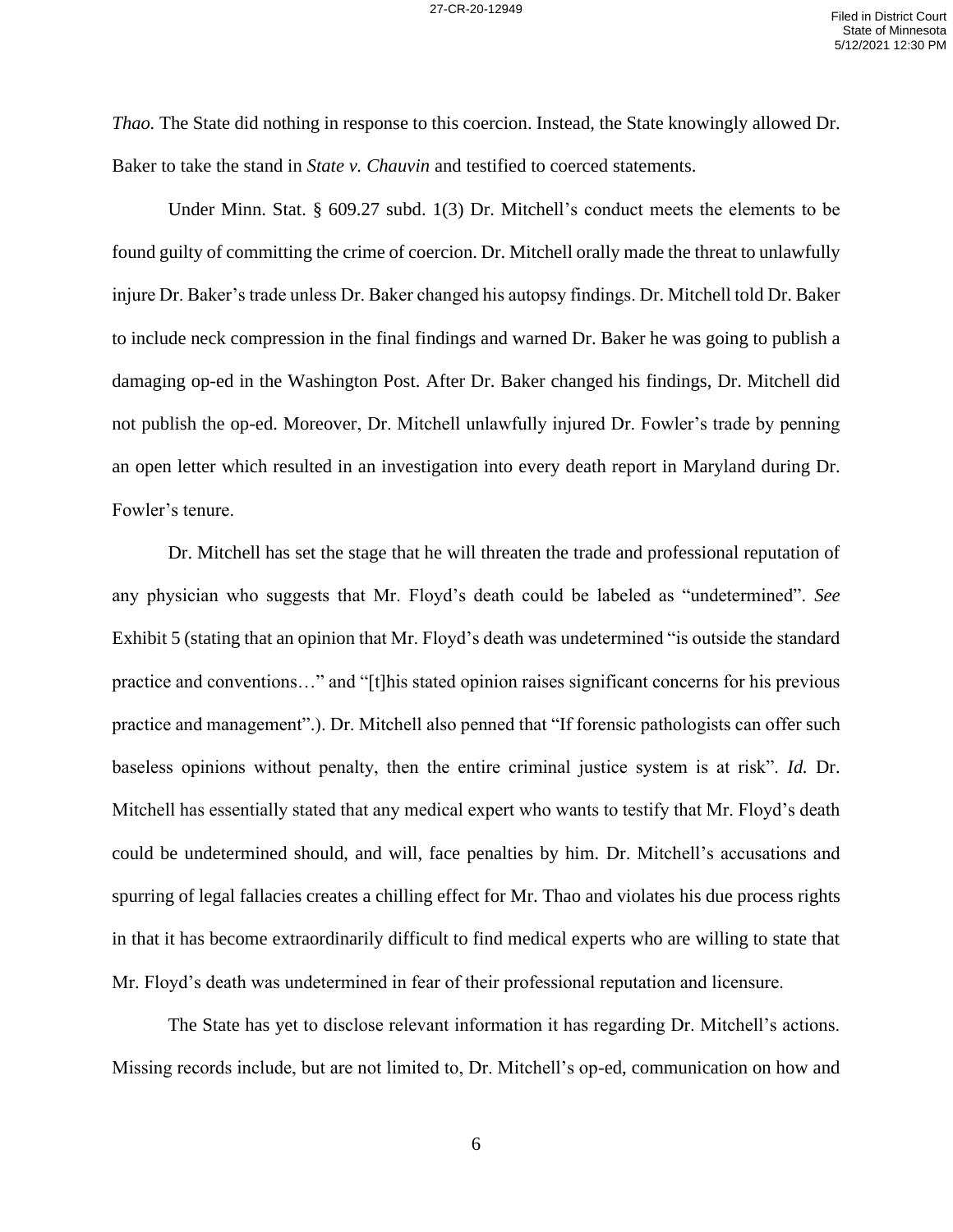*Thao.* The State did nothing in response to this coercion. Instead, the State knowingly allowed Dr. Baker to take the stand in *State v. Chauvin* and testified to coerced statements.

Under Minn. Stat. § 609.27 subd. 1(3) Dr. Mitchell's conduct meets the elements to be found guilty of committing the crime of coercion. Dr. Mitchell orally made the threat to unlawfully injure Dr. Baker's trade unless Dr. Baker changed his autopsy findings. Dr. Mitchell told Dr. Baker to include neck compression in the final findings and warned Dr. Baker he was going to publish a damaging op-ed in the Washington Post. After Dr. Baker changed his findings, Dr. Mitchell did not publish the op-ed. Moreover, Dr. Mitchell unlawfully injured Dr. Fowler's trade by penning an open letter which resulted in an investigation into every death report in Maryland during Dr. Fowler's tenure.

Dr. Mitchell has set the stage that he will threaten the trade and professional reputation of any physician who suggests that Mr. Floyd's death could be labeled as "undetermined". *See* Exhibit 5 (stating that an opinion that Mr. Floyd's death was undetermined "is outside the standard practice and conventions…" and "[t]his stated opinion raises significant concerns for his previous practice and management".). Dr. Mitchell also penned that "If forensic pathologists can offer such baseless opinions without penalty, then the entire criminal justice system is at risk". *Id.* Dr. Mitchell has essentially stated that any medical expert who wants to testify that Mr. Floyd's death could be undetermined should, and will, face penalties by him. Dr. Mitchell's accusations and spurring of legal fallacies creates a chilling effect for Mr. Thao and violates his due process rights in that it has become extraordinarily difficult to find medical experts who are willing to state that Mr. Floyd's death was undetermined in fear of their professional reputation and licensure.

The State has yet to disclose relevant information it has regarding Dr. Mitchell's actions. Missing records include, but are not limited to, Dr. Mitchell's op-ed, communication on how and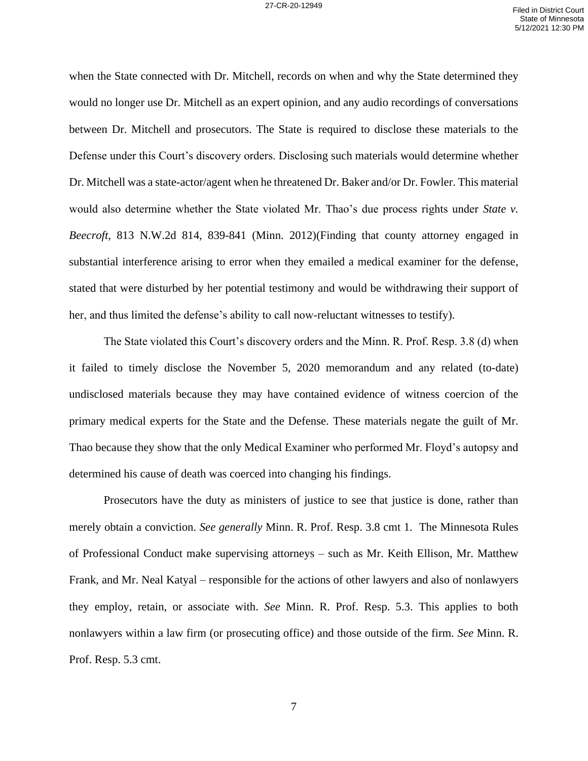when the State connected with Dr. Mitchell, records on when and why the State determined they would no longer use Dr. Mitchell as an expert opinion, and any audio recordings of conversations between Dr. Mitchell and prosecutors. The State is required to disclose these materials to the Defense under this Court's discovery orders. Disclosing such materials would determine whether Dr. Mitchell was a state-actor/agent when he threatened Dr. Baker and/or Dr. Fowler. This material would also determine whether the State violated Mr. Thao's due process rights under *State v. Beecroft*, 813 N.W.2d 814, 839-841 (Minn. 2012)(Finding that county attorney engaged in substantial interference arising to error when they emailed a medical examiner for the defense, stated that were disturbed by her potential testimony and would be withdrawing their support of her, and thus limited the defense's ability to call now-reluctant witnesses to testify).

The State violated this Court's discovery orders and the Minn. R. Prof. Resp. 3.8 (d) when it failed to timely disclose the November 5, 2020 memorandum and any related (to-date) undisclosed materials because they may have contained evidence of witness coercion of the primary medical experts for the State and the Defense. These materials negate the guilt of Mr. Thao because they show that the only Medical Examiner who performed Mr. Floyd's autopsy and determined his cause of death was coerced into changing his findings.

Prosecutors have the duty as ministers of justice to see that justice is done, rather than merely obtain a conviction. *See generally* Minn. R. Prof. Resp. 3.8 cmt 1. The Minnesota Rules of Professional Conduct make supervising attorneys – such as Mr. Keith Ellison, Mr. Matthew Frank, and Mr. Neal Katyal – responsible for the actions of other lawyers and also of nonlawyers they employ, retain, or associate with. *See* Minn. R. Prof. Resp. 5.3. This applies to both nonlawyers within a law firm (or prosecuting office) and those outside of the firm. *See* Minn. R. Prof. Resp. 5.3 cmt.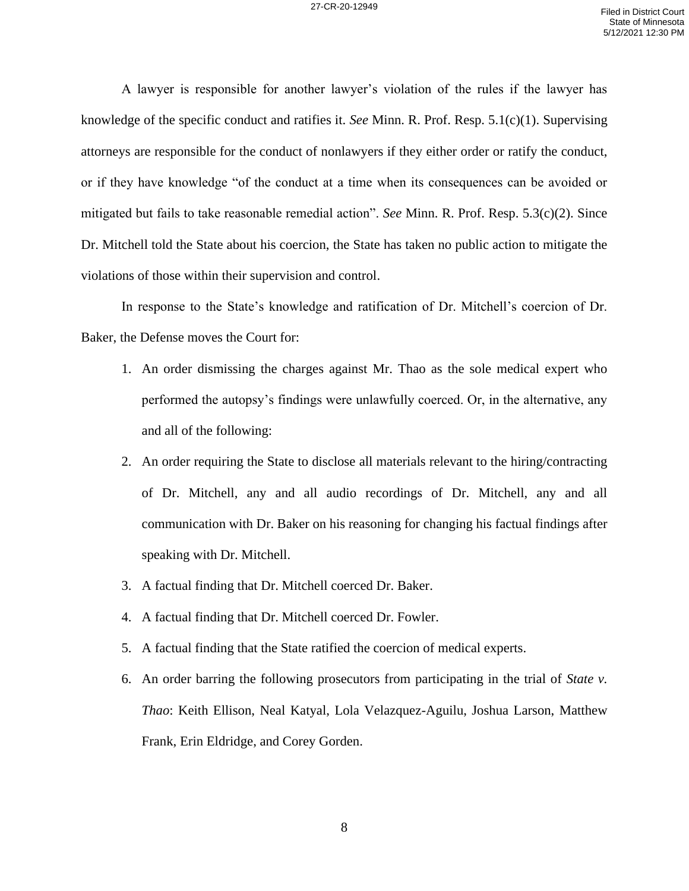A lawyer is responsible for another lawyer's violation of the rules if the lawyer has knowledge of the specific conduct and ratifies it. *See* Minn. R. Prof. Resp. 5.1(c)(1). Supervising attorneys are responsible for the conduct of nonlawyers if they either order or ratify the conduct, or if they have knowledge "of the conduct at a time when its consequences can be avoided or mitigated but fails to take reasonable remedial action". *See* Minn. R. Prof. Resp. 5.3(c)(2). Since Dr. Mitchell told the State about his coercion, the State has taken no public action to mitigate the violations of those within their supervision and control.

In response to the State's knowledge and ratification of Dr. Mitchell's coercion of Dr. Baker, the Defense moves the Court for:

1. An order dismissing the charges against Mr. Thao as the sole medical expert who performed the autopsy's findings were unlawfully coerced. Or, in the alternative, any and all of the following:
2. An order requiring the State to disclose all materials relevant to the hiring/contracting of Dr. Mitchell, any and all audio recordings of Dr. Mitchell, any and all communication with Dr. Baker on his reasoning for changing his factual findings after speaking with Dr. Mitchell.
3. A factual finding that Dr. Mitchell coerced Dr. Baker.
4. A factual finding that Dr. Mitchell coerced Dr. Fowler.
5. A factual finding that the State ratified the coercion of medical experts.
6. An order barring the following prosecutors from participating in the trial of *State v. Thao*: Keith Ellison, Neal Katyal, Lola Velazquez-Aguilu, Joshua Larson, Matthew Frank, Erin Eldridge, and Corey Gorden.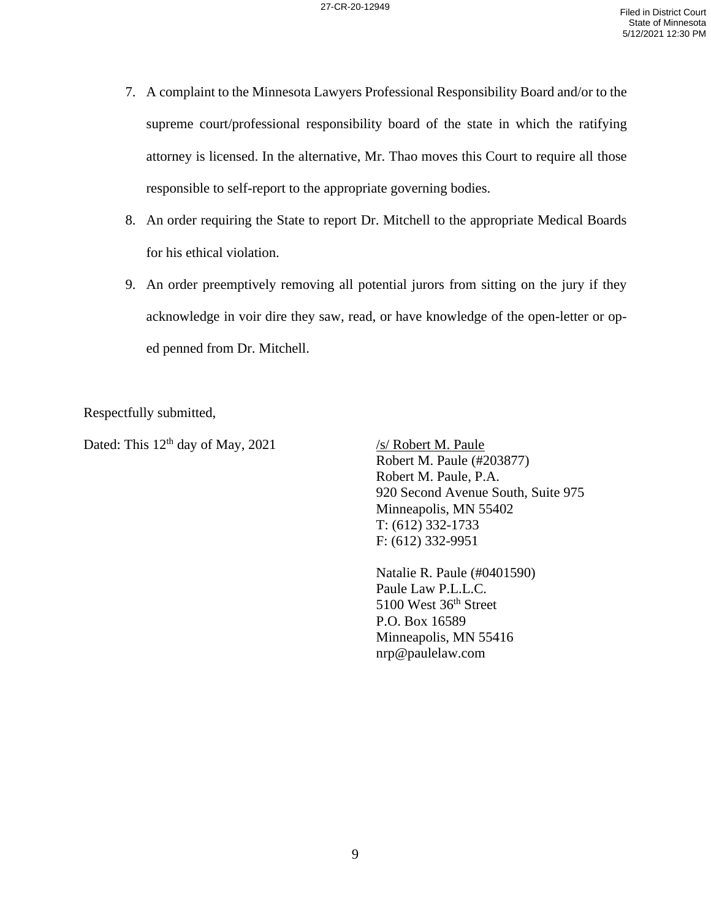7. A complaint to the Minnesota Lawyers Professional Responsibility Board and/or to the supreme court/professional responsibility board of the state in which the ratifying attorney is licensed. In the alternative, Mr. Thao moves this Court to require all those responsible to self-report to the appropriate governing bodies.
8. An order requiring the State to report Dr. Mitchell to the appropriate Medical Boards for his ethical violation.
9. An order preemptively removing all potential jurors from sitting on the jury if they acknowledge in voir dire they saw, read, or have knowledge of the open-letter or op-ed penned from Dr. Mitchell.

Respectfully submitted,

Dated: This 12th day of May, 2021

/s/ Robert M. Paule
Robert M. Paule (#203877)
Robert M. Paule, P.A.
920 Second Avenue South, Suite 975
Minneapolis, MN 55402
T: (612) 332-1733
F: (612) 332-9951

Natalie R. Paule (#0401590)
Paule Law P.L.L.C.
5100 West 36th Street
P.O. Box 16589
Minneapolis, MN 55416
nrp@paulelaw.com